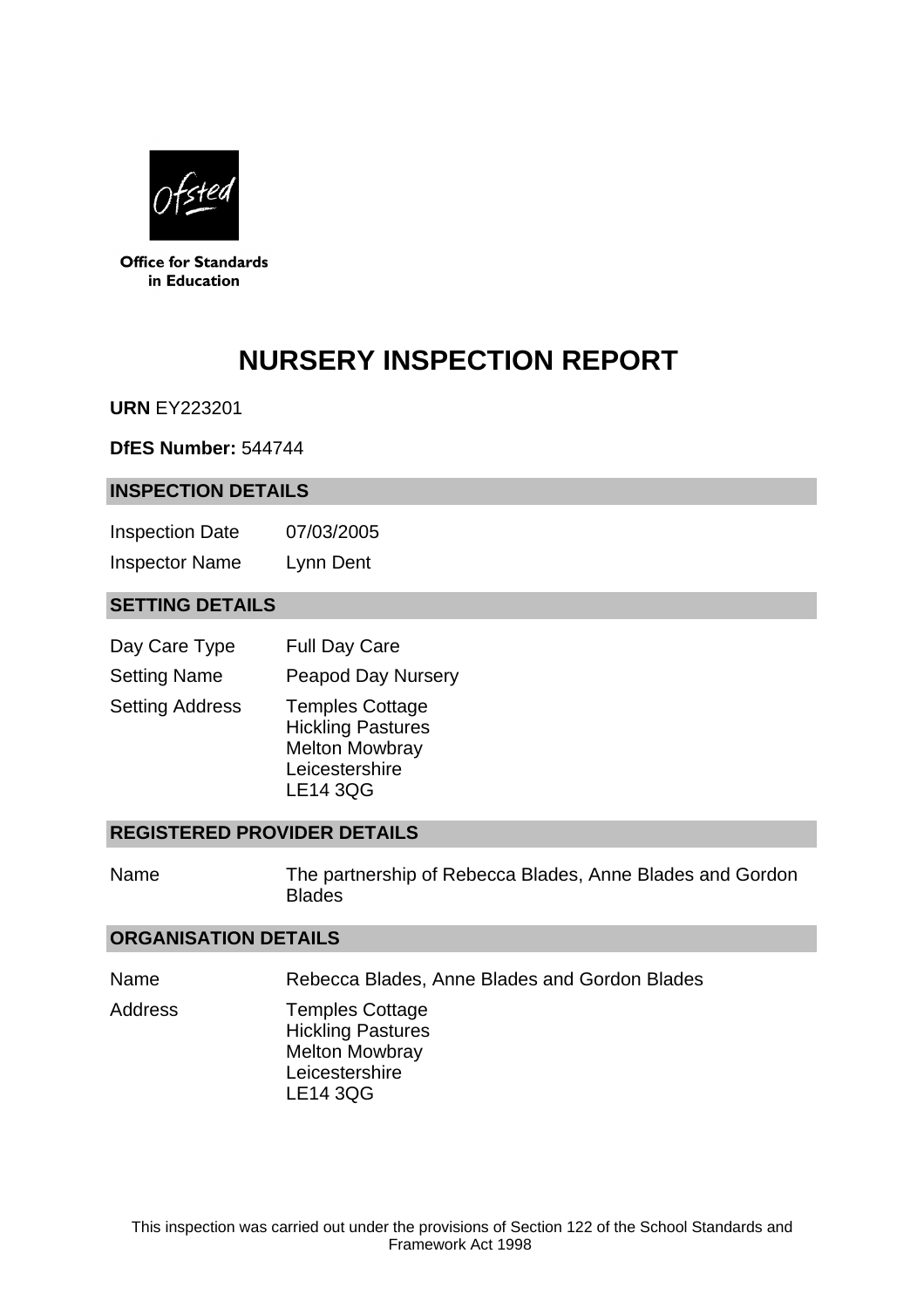Office for Standards in Education

# NURSERY INSPECTION REPORT

**URN** EY223201

**DfES Number:** 544744

## INSPECTION DETAILS

| | |
|---|---|
| Inspection Date | 07/03/2005 |
| Inspector Name | Lynn Dent |

## SETTING DETAILS

| | |
|---|---|
| Day Care Type | Full Day Care |
| Setting Name | Peapod Day Nursery |
| Setting Address | Temples Cottage<br>Hickling Pastures<br>Melton Mowbray<br>Leicestershire<br>LE14 3QG |

## REGISTERED PROVIDER DETAILS

| | |
|---|---|
| Name | The partnership of Rebecca Blades, Anne Blades and Gordon Blades |

## ORGANISATION DETAILS

| | |
|---|---|
| Name | Rebecca Blades, Anne Blades and Gordon Blades |
| Address | Temples Cottage<br>Hickling Pastures<br>Melton Mowbray<br>Leicestershire<br>LE14 3QG |

This inspection was carried out under the provisions of Section 122 of the School Standards and Framework Act 1998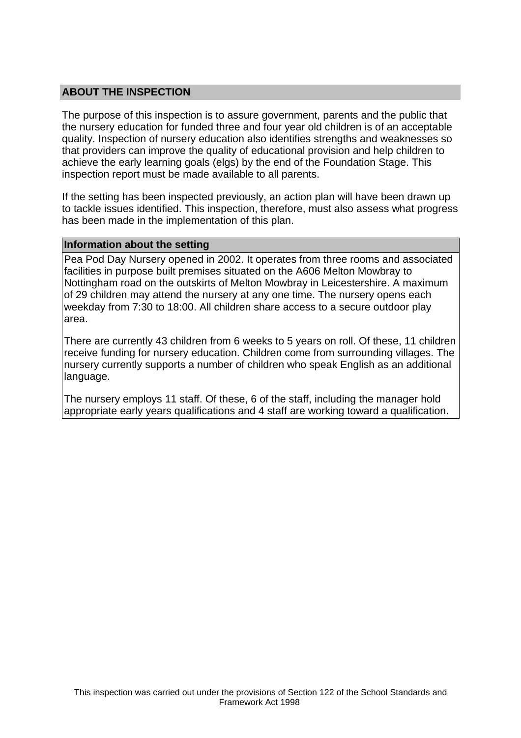## ABOUT THE INSPECTION

The purpose of this inspection is to assure government, parents and the public that the nursery education for funded three and four year old children is of an acceptable quality. Inspection of nursery education also identifies strengths and weaknesses so that providers can improve the quality of educational provision and help children to achieve the early learning goals (elgs) by the end of the Foundation Stage. This inspection report must be made available to all parents.

If the setting has been inspected previously, an action plan will have been drawn up to tackle issues identified. This inspection, therefore, must also assess what progress has been made in the implementation of this plan.

### Information about the setting

Pea Pod Day Nursery opened in 2002. It operates from three rooms and associated facilities in purpose built premises situated on the A606 Melton Mowbray to Nottingham road on the outskirts of Melton Mowbray in Leicestershire. A maximum of 29 children may attend the nursery at any one time. The nursery opens each weekday from 7:30 to 18:00. All children share access to a secure outdoor play area.

There are currently 43 children from 6 weeks to 5 years on roll. Of these, 11 children receive funding for nursery education. Children come from surrounding villages. The nursery currently supports a number of children who speak English as an additional language.

The nursery employs 11 staff. Of these, 6 of the staff, including the manager hold appropriate early years qualifications and 4 staff are working toward a qualification.

This inspection was carried out under the provisions of Section 122 of the School Standards and Framework Act 1998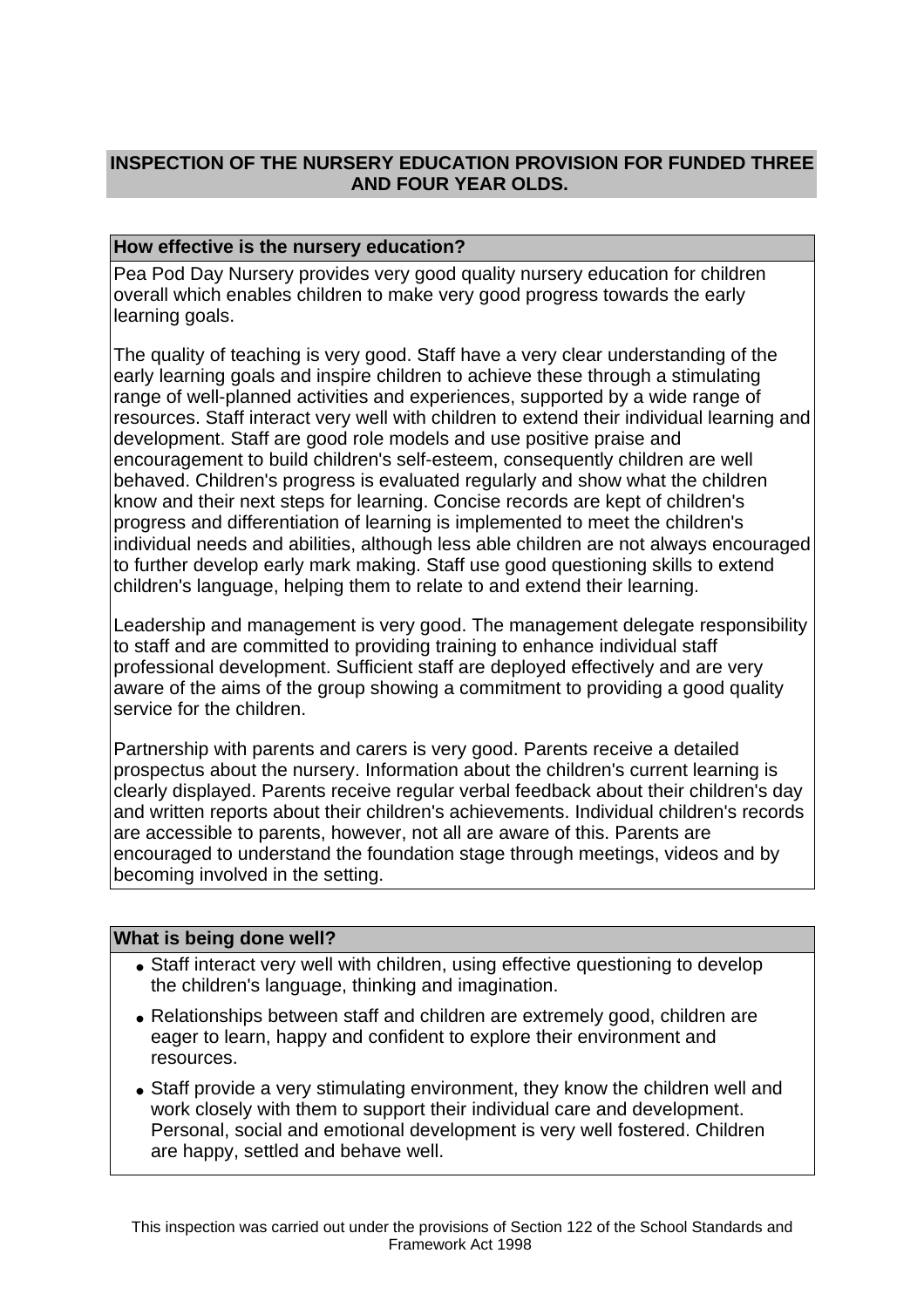## INSPECTION OF THE NURSERY EDUCATION PROVISION FOR FUNDED THREE AND FOUR YEAR OLDS.

### How effective is the nursery education?

Pea Pod Day Nursery provides very good quality nursery education for children overall which enables children to make very good progress towards the early learning goals.

The quality of teaching is very good. Staff have a very clear understanding of the early learning goals and inspire children to achieve these through a stimulating range of well-planned activities and experiences, supported by a wide range of resources. Staff interact very well with children to extend their individual learning and development. Staff are good role models and use positive praise and encouragement to build children's self-esteem, consequently children are well behaved. Children's progress is evaluated regularly and show what the children know and their next steps for learning. Concise records are kept of children's progress and differentiation of learning is implemented to meet the children's individual needs and abilities, although less able children are not always encouraged to further develop early mark making. Staff use good questioning skills to extend children's language, helping them to relate to and extend their learning.

Leadership and management is very good. The management delegate responsibility to staff and are committed to providing training to enhance individual staff professional development. Sufficient staff are deployed effectively and are very aware of the aims of the group showing a commitment to providing a good quality service for the children.

Partnership with parents and carers is very good. Parents receive a detailed prospectus about the nursery. Information about the children's current learning is clearly displayed. Parents receive regular verbal feedback about their children's day and written reports about their children's achievements. Individual children's records are accessible to parents, however, not all are aware of this. Parents are encouraged to understand the foundation stage through meetings, videos and by becoming involved in the setting.

### What is being done well?

- Staff interact very well with children, using effective questioning to develop the children's language, thinking and imagination.
- Relationships between staff and children are extremely good, children are eager to learn, happy and confident to explore their environment and resources.
- Staff provide a very stimulating environment, they know the children well and work closely with them to support their individual care and development. Personal, social and emotional development is very well fostered. Children are happy, settled and behave well.

This inspection was carried out under the provisions of Section 122 of the School Standards and Framework Act 1998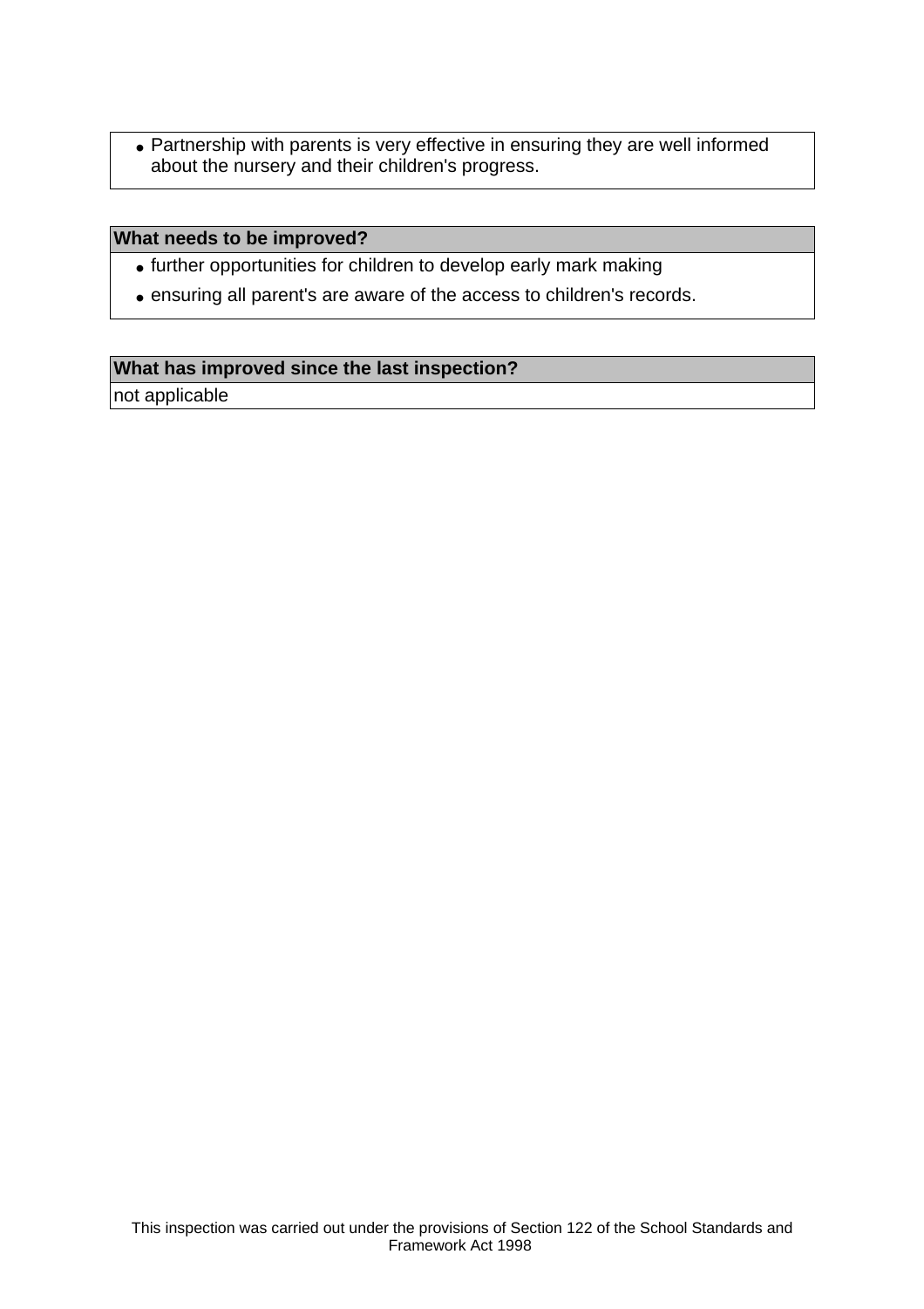- Partnership with parents is very effective in ensuring they are well informed about the nursery and their children's progress.

### What needs to be improved?

- further opportunities for children to develop early mark making
- ensuring all parent's are aware of the access to children's records.

### What has improved since the last inspection?

not applicable

This inspection was carried out under the provisions of Section 122 of the School Standards and Framework Act 1998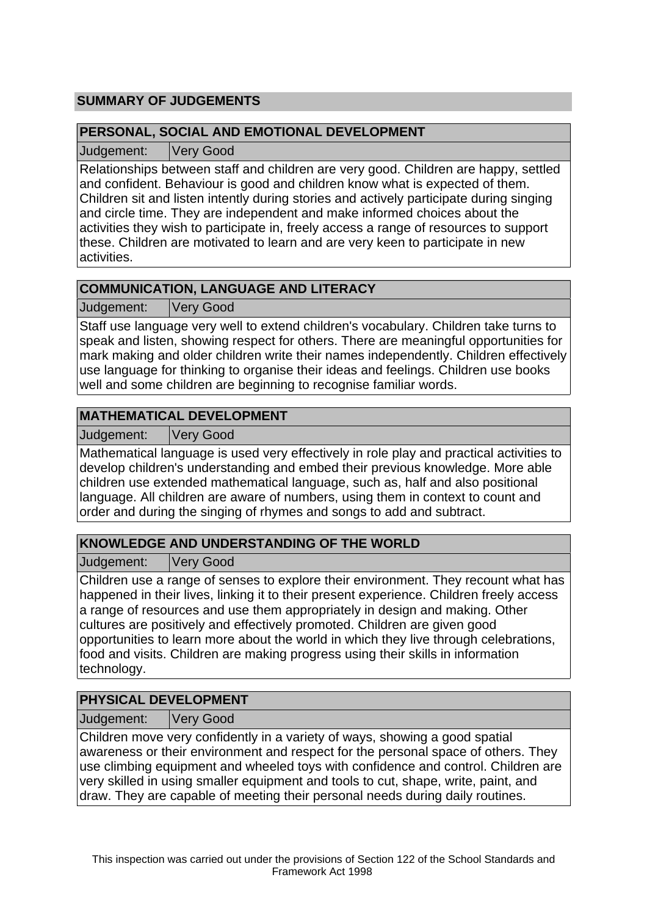## SUMMARY OF JUDGEMENTS

### PERSONAL, SOCIAL AND EMOTIONAL DEVELOPMENT

| Judgement: | Very Good |
|---|---|

Relationships between staff and children are very good. Children are happy, settled and confident. Behaviour is good and children know what is expected of them. Children sit and listen intently during stories and actively participate during singing and circle time. They are independent and make informed choices about the activities they wish to participate in, freely access a range of resources to support these. Children are motivated to learn and are very keen to participate in new activities.

### COMMUNICATION, LANGUAGE AND LITERACY

| Judgement: | Very Good |
|---|---|

Staff use language very well to extend children's vocabulary. Children take turns to speak and listen, showing respect for others. There are meaningful opportunities for mark making and older children write their names independently. Children effectively use language for thinking to organise their ideas and feelings. Children use books well and some children are beginning to recognise familiar words.

### MATHEMATICAL DEVELOPMENT

| Judgement: | Very Good |
|---|---|

Mathematical language is used very effectively in role play and practical activities to develop children's understanding and embed their previous knowledge. More able children use extended mathematical language, such as, half and also positional language. All children are aware of numbers, using them in context to count and order and during the singing of rhymes and songs to add and subtract.

### KNOWLEDGE AND UNDERSTANDING OF THE WORLD

| Judgement: | Very Good |
|---|---|

Children use a range of senses to explore their environment. They recount what has happened in their lives, linking it to their present experience. Children freely access a range of resources and use them appropriately in design and making. Other cultures are positively and effectively promoted. Children are given good opportunities to learn more about the world in which they live through celebrations, food and visits. Children are making progress using their skills in information technology.

### PHYSICAL DEVELOPMENT

| Judgement: | Very Good |
|---|---|

Children move very confidently in a variety of ways, showing a good spatial awareness or their environment and respect for the personal space of others. They use climbing equipment and wheeled toys with confidence and control. Children are very skilled in using smaller equipment and tools to cut, shape, write, paint, and draw. They are capable of meeting their personal needs during daily routines.

This inspection was carried out under the provisions of Section 122 of the School Standards and Framework Act 1998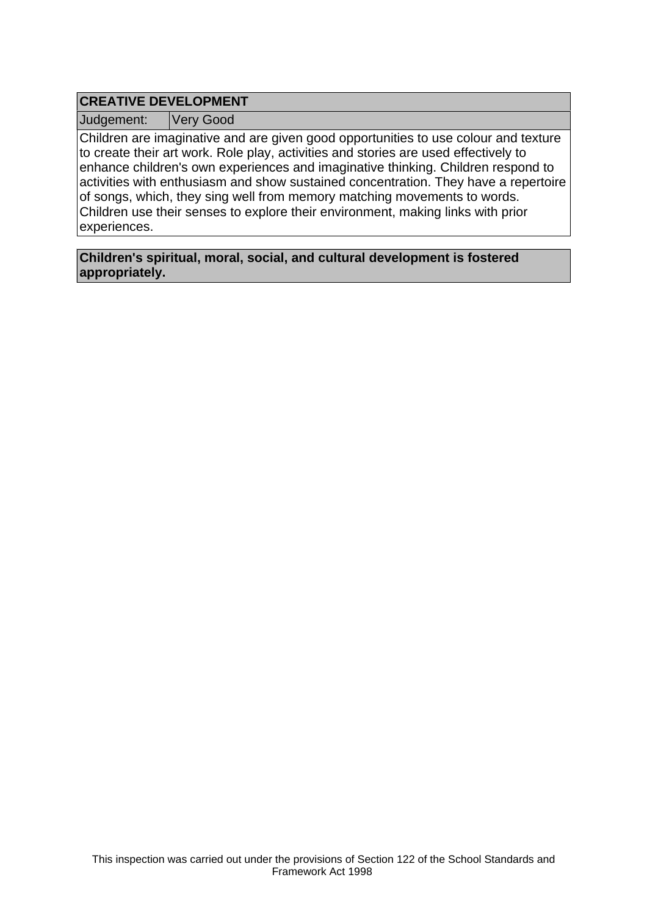## CREATIVE DEVELOPMENT

| Judgement: | Very Good |
| --- | --- |

Children are imaginative and are given good opportunities to use colour and texture to create their art work. Role play, activities and stories are used effectively to enhance children's own experiences and imaginative thinking. Children respond to activities with enthusiasm and show sustained concentration. They have a repertoire of songs, which, they sing well from memory matching movements to words. Children use their senses to explore their environment, making links with prior experiences.

**Children's spiritual, moral, social, and cultural development is fostered appropriately.**

This inspection was carried out under the provisions of Section 122 of the School Standards and Framework Act 1998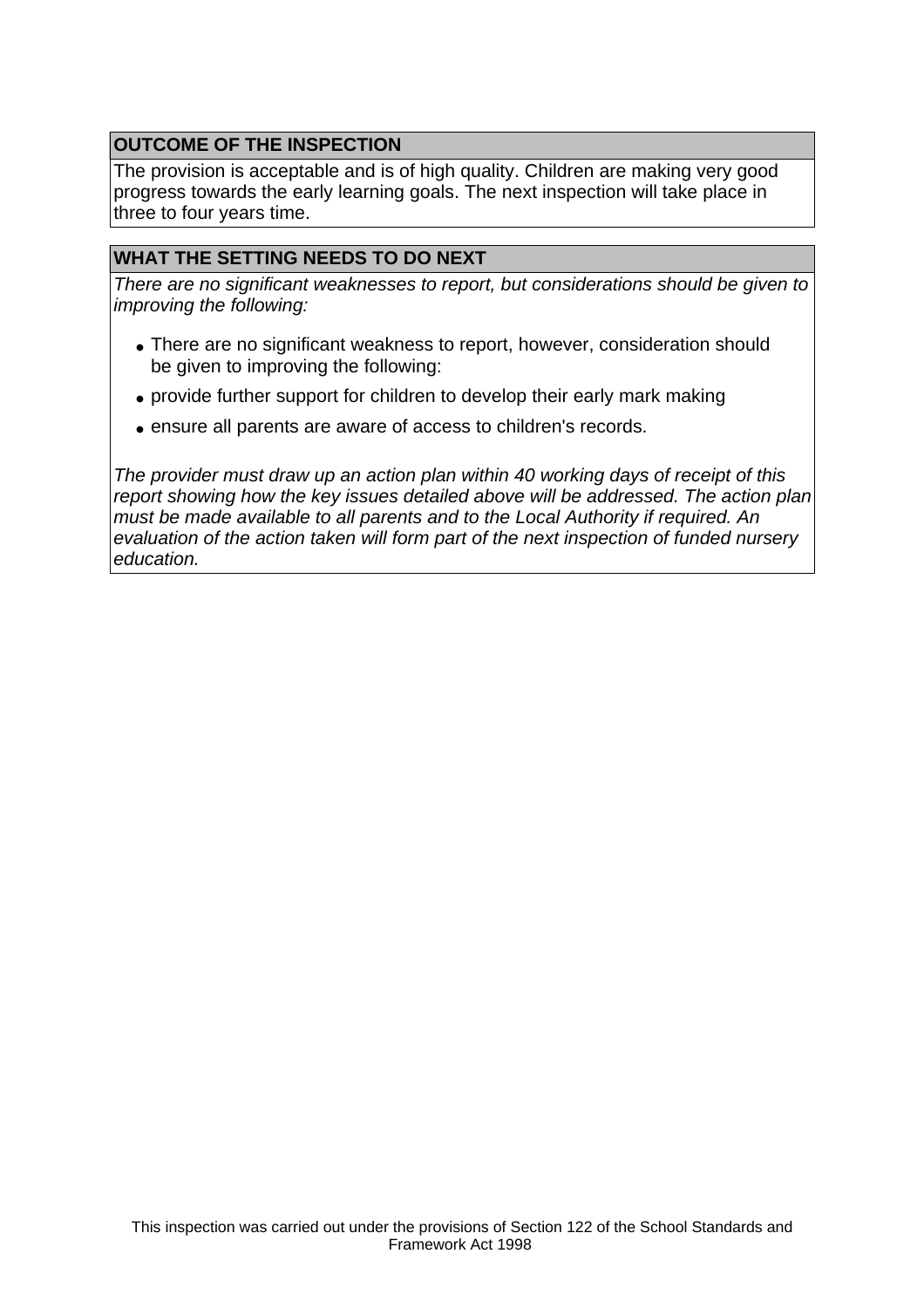## OUTCOME OF THE INSPECTION

The provision is acceptable and is of high quality. Children are making very good progress towards the early learning goals. The next inspection will take place in three to four years time.

## WHAT THE SETTING NEEDS TO DO NEXT

*There are no significant weaknesses to report, but considerations should be given to improving the following:*

- There are no significant weakness to report, however, consideration should be given to improving the following:
- provide further support for children to develop their early mark making
- ensure all parents are aware of access to children's records.

*The provider must draw up an action plan within 40 working days of receipt of this report showing how the key issues detailed above will be addressed. The action plan must be made available to all parents and to the Local Authority if required. An evaluation of the action taken will form part of the next inspection of funded nursery education.*

This inspection was carried out under the provisions of Section 122 of the School Standards and Framework Act 1998